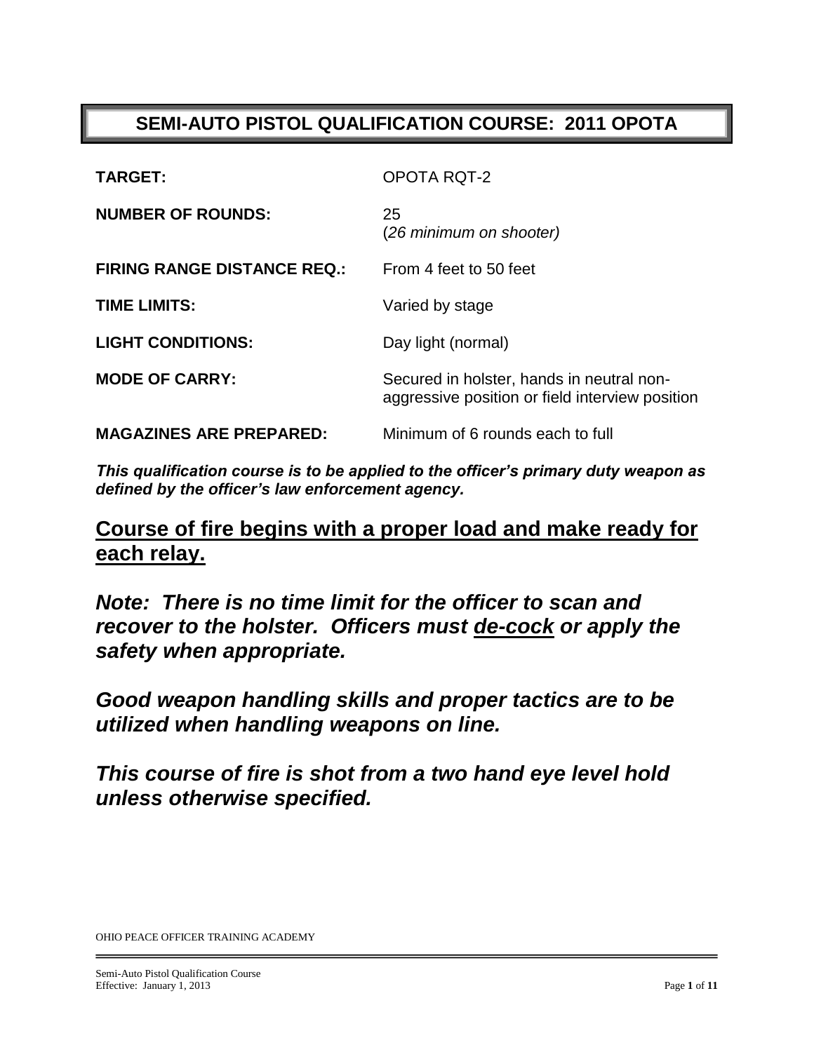# SEMI-AUTO PISTOL QUALIFICATION COURSE: 2011 OPOTA

| | |
|---|---|
| **TARGET:** | OPOTA RQT-2 |
| **NUMBER OF ROUNDS:** | 25 (*26 minimum on shooter)* |
| **FIRING RANGE DISTANCE REQ.:** | From 4 feet to 50 feet |
| **TIME LIMITS:** | Varied by stage |
| **LIGHT CONDITIONS:** | Day light (normal) |
| **MODE OF CARRY:** | Secured in holster, hands in neutral non-aggressive position or field interview position |
| **MAGAZINES ARE PREPARED:** | Minimum of 6 rounds each to full |

***This qualification course is to be applied to the officer's primary duty weapon as defined by the officer's law enforcement agency.***

## <u>Course of fire begins with a proper load and make ready for each relay.</u>

***Note: There is no time limit for the officer to scan and recover to the holster. Officers must <u>de-cock</u> or apply the safety when appropriate.***

***Good weapon handling skills and proper tactics are to be utilized when handling weapons on line.***

***This course of fire is shot from a two hand eye level hold unless otherwise specified.***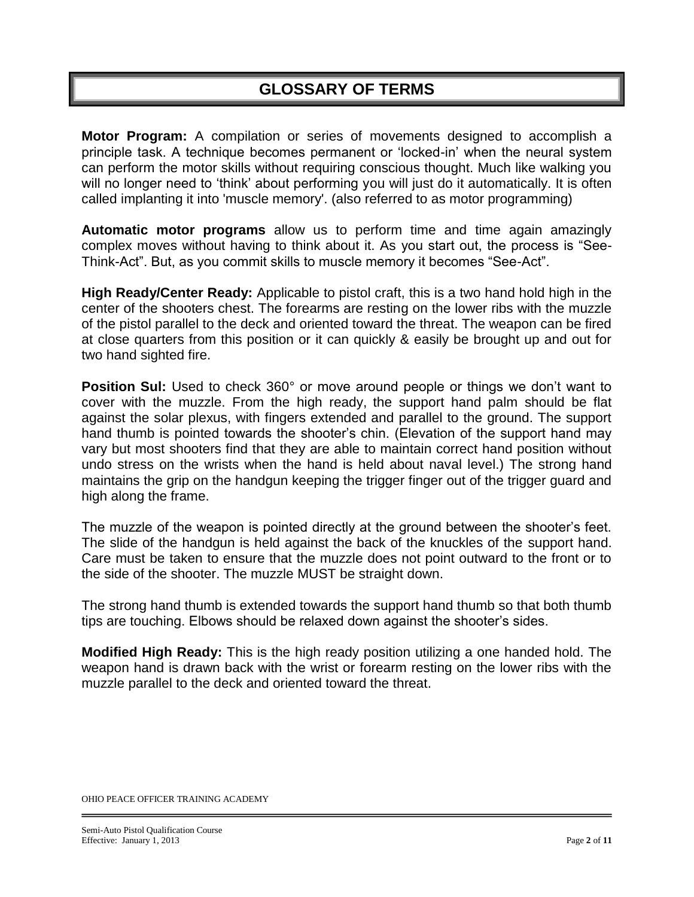# GLOSSARY OF TERMS

**Motor Program:** A compilation or series of movements designed to accomplish a principle task. A technique becomes permanent or 'locked-in' when the neural system can perform the motor skills without requiring conscious thought. Much like walking you will no longer need to 'think' about performing you will just do it automatically. It is often called implanting it into 'muscle memory'. (also referred to as motor programming)

**Automatic motor programs** allow us to perform time and time again amazingly complex moves without having to think about it. As you start out, the process is "See-Think-Act". But, as you commit skills to muscle memory it becomes "See-Act".

**High Ready/Center Ready:** Applicable to pistol craft, this is a two hand hold high in the center of the shooters chest. The forearms are resting on the lower ribs with the muzzle of the pistol parallel to the deck and oriented toward the threat. The weapon can be fired at close quarters from this position or it can quickly & easily be brought up and out for two hand sighted fire.

**Position Sul:** Used to check 360° or move around people or things we don't want to cover with the muzzle. From the high ready, the support hand palm should be flat against the solar plexus, with fingers extended and parallel to the ground. The support hand thumb is pointed towards the shooter's chin. (Elevation of the support hand may vary but most shooters find that they are able to maintain correct hand position without undo stress on the wrists when the hand is held about naval level.) The strong hand maintains the grip on the handgun keeping the trigger finger out of the trigger guard and high along the frame.

The muzzle of the weapon is pointed directly at the ground between the shooter's feet. The slide of the handgun is held against the back of the knuckles of the support hand. Care must be taken to ensure that the muzzle does not point outward to the front or to the side of the shooter. The muzzle MUST be straight down.

The strong hand thumb is extended towards the support hand thumb so that both thumb tips are touching. Elbows should be relaxed down against the shooter's sides.

**Modified High Ready:** This is the high ready position utilizing a one handed hold. The weapon hand is drawn back with the wrist or forearm resting on the lower ribs with the muzzle parallel to the deck and oriented toward the threat.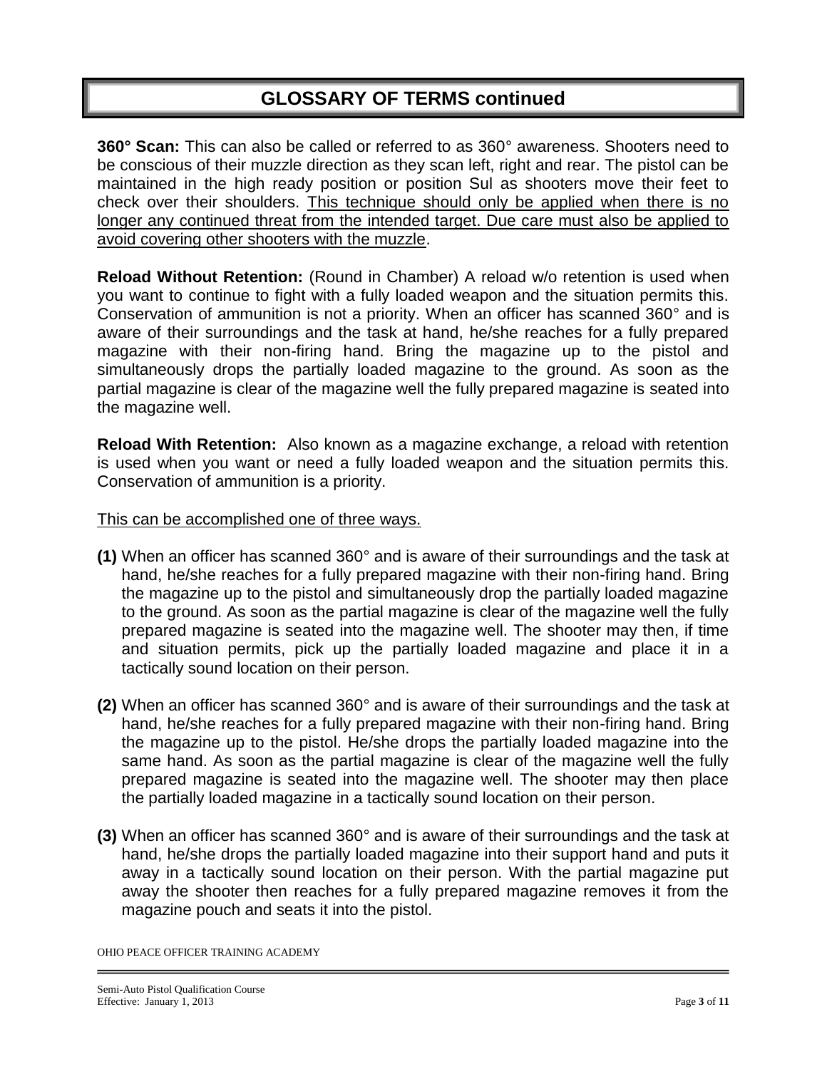## GLOSSARY OF TERMS continued

**360° Scan:** This can also be called or referred to as 360° awareness. Shooters need to be conscious of their muzzle direction as they scan left, right and rear. The pistol can be maintained in the high ready position or position Sul as shooters move their feet to check over their shoulders. <u>This technique should only be applied when there is no longer any continued threat from the intended target. Due care must also be applied to avoid covering other shooters with the muzzle</u>.

**Reload Without Retention:** (Round in Chamber) A reload w/o retention is used when you want to continue to fight with a fully loaded weapon and the situation permits this. Conservation of ammunition is not a priority. When an officer has scanned 360° and is aware of their surroundings and the task at hand, he/she reaches for a fully prepared magazine with their non-firing hand. Bring the magazine up to the pistol and simultaneously drops the partially loaded magazine to the ground. As soon as the partial magazine is clear of the magazine well the fully prepared magazine is seated into the magazine well.

**Reload With Retention:** Also known as a magazine exchange, a reload with retention is used when you want or need a fully loaded weapon and the situation permits this. Conservation of ammunition is a priority.

<u>This can be accomplished one of three ways.</u>

**(1)** When an officer has scanned 360° and is aware of their surroundings and the task at hand, he/she reaches for a fully prepared magazine with their non-firing hand. Bring the magazine up to the pistol and simultaneously drop the partially loaded magazine to the ground. As soon as the partial magazine is clear of the magazine well the fully prepared magazine is seated into the magazine well. The shooter may then, if time and situation permits, pick up the partially loaded magazine and place it in a tactically sound location on their person.

**(2)** When an officer has scanned 360° and is aware of their surroundings and the task at hand, he/she reaches for a fully prepared magazine with their non-firing hand. Bring the magazine up to the pistol. He/she drops the partially loaded magazine into the same hand. As soon as the partial magazine is clear of the magazine well the fully prepared magazine is seated into the magazine well. The shooter may then place the partially loaded magazine in a tactically sound location on their person.

**(3)** When an officer has scanned 360° and is aware of their surroundings and the task at hand, he/she drops the partially loaded magazine into their support hand and puts it away in a tactically sound location on their person. With the partial magazine put away the shooter then reaches for a fully prepared magazine removes it from the magazine pouch and seats it into the pistol.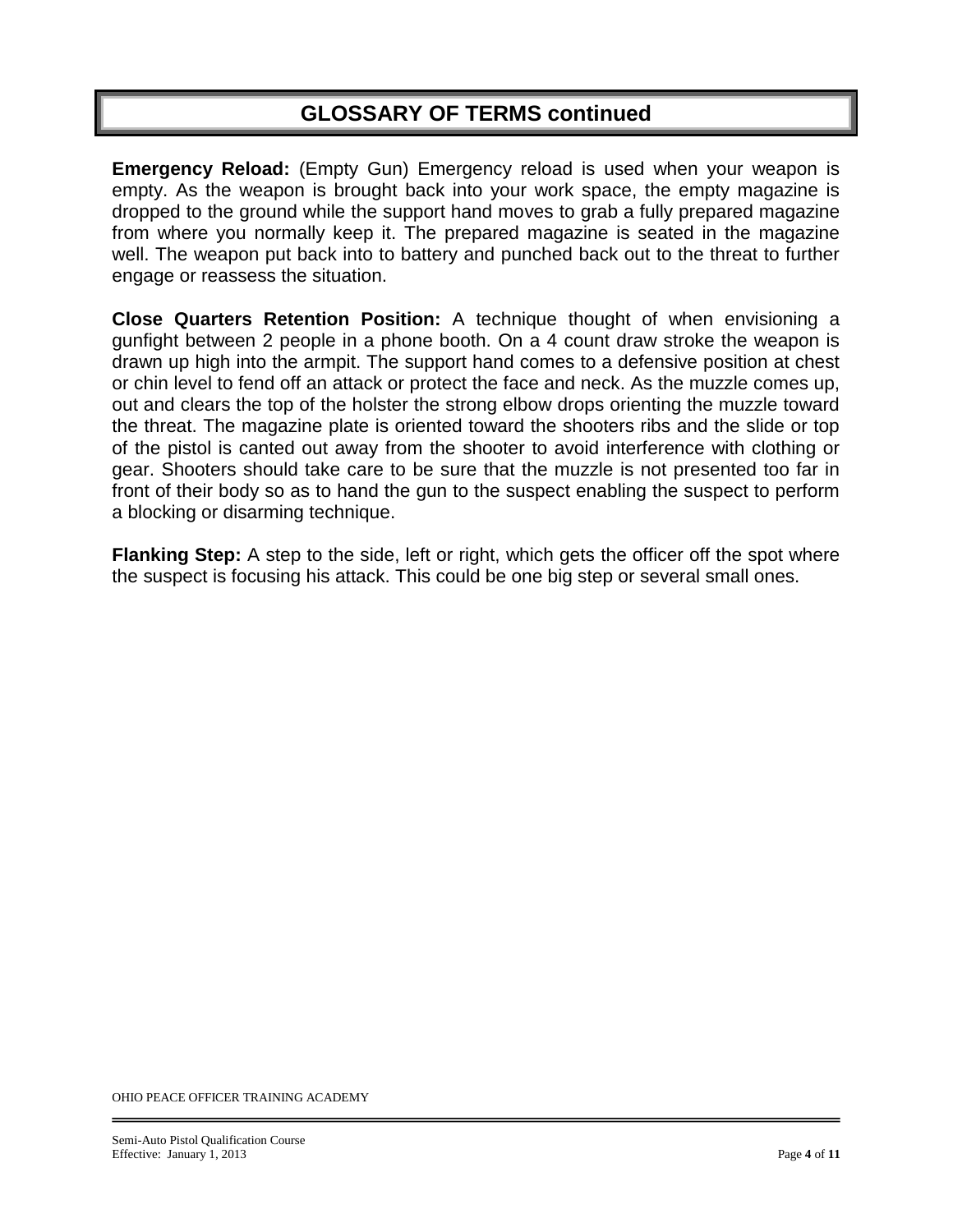## GLOSSARY OF TERMS continued

**Emergency Reload:** (Empty Gun) Emergency reload is used when your weapon is empty. As the weapon is brought back into your work space, the empty magazine is dropped to the ground while the support hand moves to grab a fully prepared magazine from where you normally keep it. The prepared magazine is seated in the magazine well. The weapon put back into to battery and punched back out to the threat to further engage or reassess the situation.

**Close Quarters Retention Position:** A technique thought of when envisioning a gunfight between 2 people in a phone booth. On a 4 count draw stroke the weapon is drawn up high into the armpit. The support hand comes to a defensive position at chest or chin level to fend off an attack or protect the face and neck. As the muzzle comes up, out and clears the top of the holster the strong elbow drops orienting the muzzle toward the threat. The magazine plate is oriented toward the shooters ribs and the slide or top of the pistol is canted out away from the shooter to avoid interference with clothing or gear. Shooters should take care to be sure that the muzzle is not presented too far in front of their body so as to hand the gun to the suspect enabling the suspect to perform a blocking or disarming technique.

**Flanking Step:** A step to the side, left or right, which gets the officer off the spot where the suspect is focusing his attack. This could be one big step or several small ones.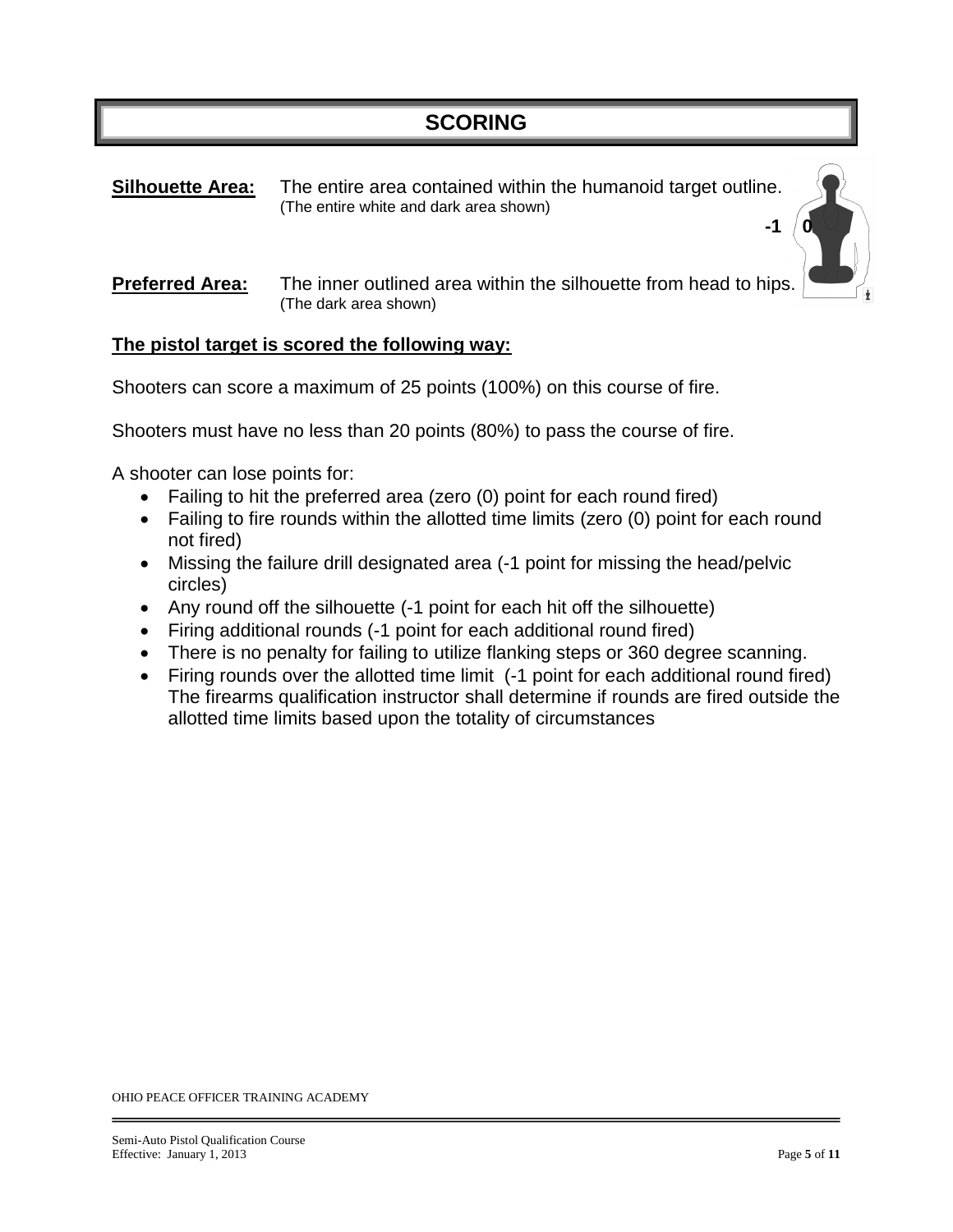# SCORING

**Silhouette Area:** The entire area contained within the humanoid target outline. (The entire white and dark area shown)

-1 0

**Preferred Area:** The inner outlined area within the silhouette from head to hips. (The dark area shown)

**The pistol target is scored the following way:**

Shooters can score a maximum of 25 points (100%) on this course of fire.

Shooters must have no less than 20 points (80%) to pass the course of fire.

A shooter can lose points for:

- Failing to hit the preferred area (zero (0) point for each round fired)
- Failing to fire rounds within the allotted time limits (zero (0) point for each round not fired)
- Missing the failure drill designated area (-1 point for missing the head/pelvic circles)
- Any round off the silhouette (-1 point for each hit off the silhouette)
- Firing additional rounds (-1 point for each additional round fired)
- There is no penalty for failing to utilize flanking steps or 360 degree scanning.
- Firing rounds over the allotted time limit (-1 point for each additional round fired) The firearms qualification instructor shall determine if rounds are fired outside the allotted time limits based upon the totality of circumstances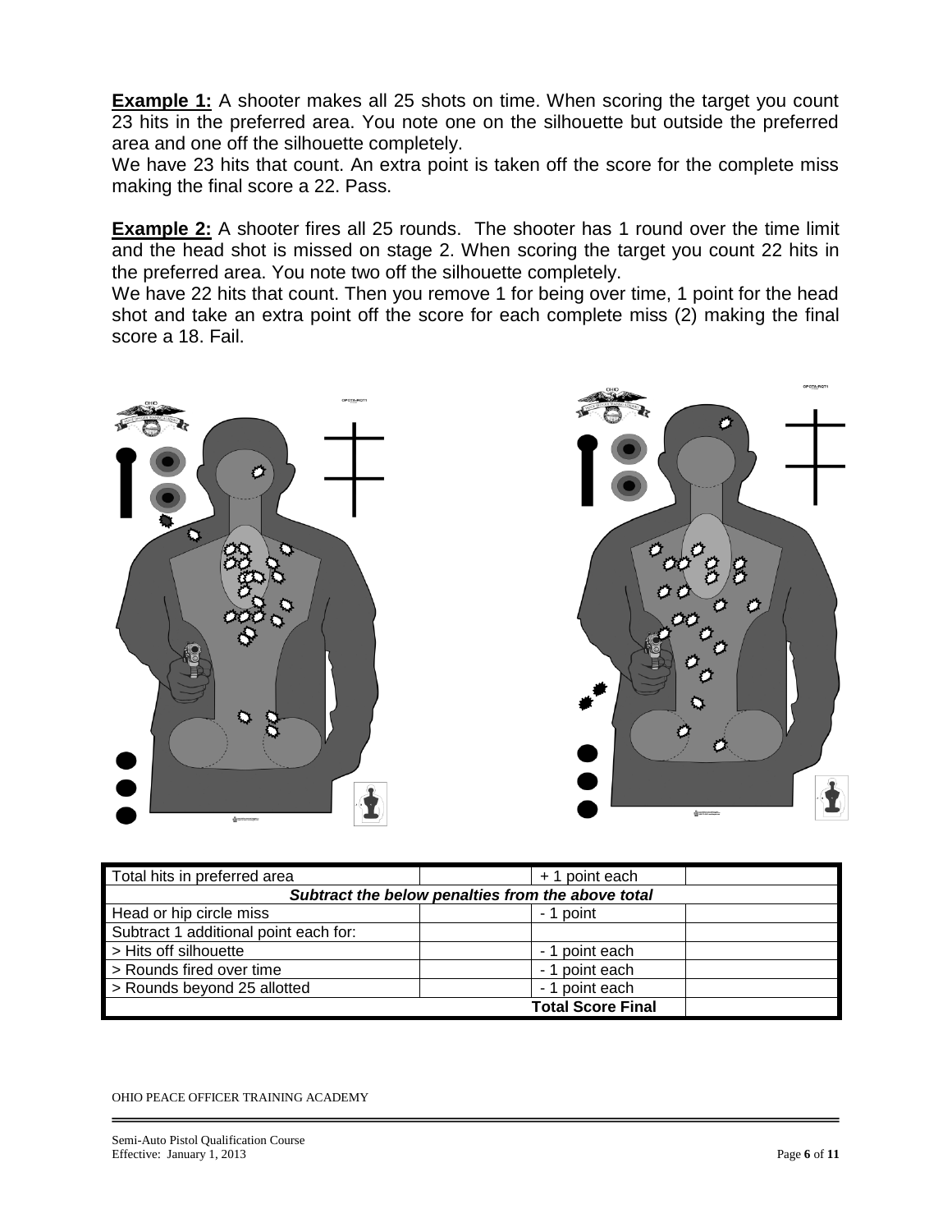**Example 1:** A shooter makes all 25 shots on time. When scoring the target you count 23 hits in the preferred area. You note one on the silhouette but outside the preferred area and one off the silhouette completely.

We have 23 hits that count. An extra point is taken off the score for the complete miss making the final score a 22. Pass.

**Example 2:** A shooter fires all 25 rounds. The shooter has 1 round over the time limit and the head shot is missed on stage 2. When scoring the target you count 22 hits in the preferred area. You note two off the silhouette completely.

We have 22 hits that count. Then you remove 1 for being over time, 1 point for the head shot and take an extra point off the score for each complete miss (2) making the final score a 18. Fail.

| Total hits in preferred area | | + 1 point each | |
|---|---|---|---|
| ***Subtract the below penalties from the above total*** | | | |
| Head or hip circle miss | | - 1 point | |
| Subtract 1 additional point each for: | | | |
| > Hits off silhouette | | - 1 point each | |
| > Rounds fired over time | | - 1 point each | |
| > Rounds beyond 25 allotted | | - 1 point each | |
| | | **Total Score Final** | |

OHIO PEACE OFFICER TRAINING ACADEMY

Semi-Auto Pistol Qualification Course
Effective: January 1, 2013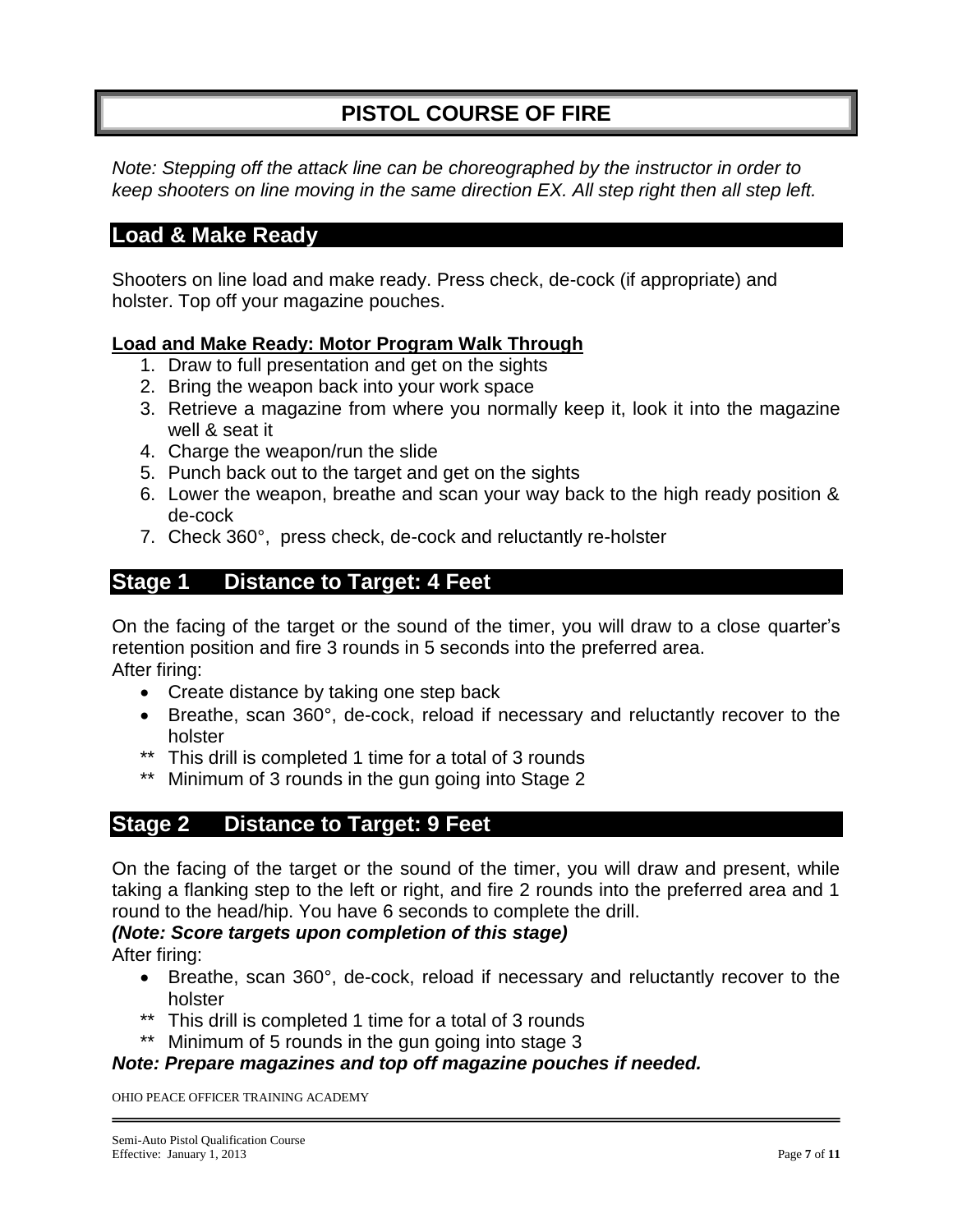# PISTOL COURSE OF FIRE

*Note: Stepping off the attack line can be choreographed by the instructor in order to keep shooters on line moving in the same direction EX. All step right then all step left.*

## Load & Make Ready

Shooters on line load and make ready. Press check, de-cock (if appropriate) and holster. Top off your magazine pouches.

**Load and Make Ready: Motor Program Walk Through**

1. Draw to full presentation and get on the sights
2. Bring the weapon back into your work space
3. Retrieve a magazine from where you normally keep it, look it into the magazine well & seat it
4. Charge the weapon/run the slide
5. Punch back out to the target and get on the sights
6. Lower the weapon, breathe and scan your way back to the high ready position & de-cock
7. Check 360°, press check, de-cock and reluctantly re-holster

## Stage 1 Distance to Target: 4 Feet

On the facing of the target or the sound of the timer, you will draw to a close quarter's retention position and fire 3 rounds in 5 seconds into the preferred area.
After firing:

- Create distance by taking one step back
- Breathe, scan 360°, de-cock, reload if necessary and reluctantly recover to the holster

** This drill is completed 1 time for a total of 3 rounds
** Minimum of 3 rounds in the gun going into Stage 2

## Stage 2 Distance to Target: 9 Feet

On the facing of the target or the sound of the timer, you will draw and present, while taking a flanking step to the left or right, and fire 2 rounds into the preferred area and 1 round to the head/hip. You have 6 seconds to complete the drill.
***(Note: Score targets upon completion of this stage)***
After firing:

- Breathe, scan 360°, de-cock, reload if necessary and reluctantly recover to the holster

** This drill is completed 1 time for a total of 3 rounds
** Minimum of 5 rounds in the gun going into stage 3

***Note: Prepare magazines and top off magazine pouches if needed.***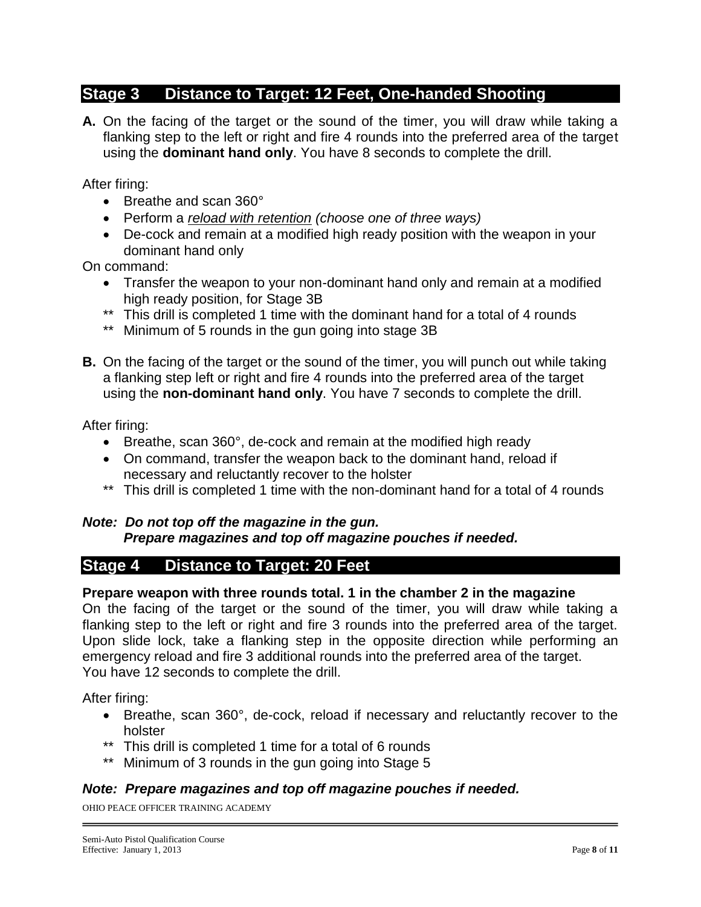## Stage 3 Distance to Target: 12 Feet, One-handed Shooting

**A.** On the facing of the target or the sound of the timer, you will draw while taking a flanking step to the left or right and fire 4 rounds into the preferred area of the target using the **dominant hand only**. You have 8 seconds to complete the drill.

After firing:

- Breathe and scan 360°
- Perform a *reload with retention* *(choose one of three ways)*
- De-cock and remain at a modified high ready position with the weapon in your dominant hand only

On command:

- Transfer the weapon to your non-dominant hand only and remain at a modified high ready position, for Stage 3B

** This drill is completed 1 time with the dominant hand for a total of 4 rounds
** Minimum of 5 rounds in the gun going into stage 3B

**B.** On the facing of the target or the sound of the timer, you will punch out while taking a flanking step left or right and fire 4 rounds into the preferred area of the target using the **non-dominant hand only**. You have 7 seconds to complete the drill.

After firing:

- Breathe, scan 360°, de-cock and remain at the modified high ready
- On command, transfer the weapon back to the dominant hand, reload if necessary and reluctantly recover to the holster

** This drill is completed 1 time with the non-dominant hand for a total of 4 rounds

***Note: Do not top off the magazine in the gun.***
***Prepare magazines and top off magazine pouches if needed.***

## Stage 4 Distance to Target: 20 Feet

**Prepare weapon with three rounds total. 1 in the chamber 2 in the magazine**

On the facing of the target or the sound of the timer, you will draw while taking a flanking step to the left or right and fire 3 rounds into the preferred area of the target. Upon slide lock, take a flanking step in the opposite direction while performing an emergency reload and fire 3 additional rounds into the preferred area of the target. You have 12 seconds to complete the drill.

After firing:

- Breathe, scan 360°, de-cock, reload if necessary and reluctantly recover to the holster

** This drill is completed 1 time for a total of 6 rounds
** Minimum of 3 rounds in the gun going into Stage 5

***Note: Prepare magazines and top off magazine pouches if needed.***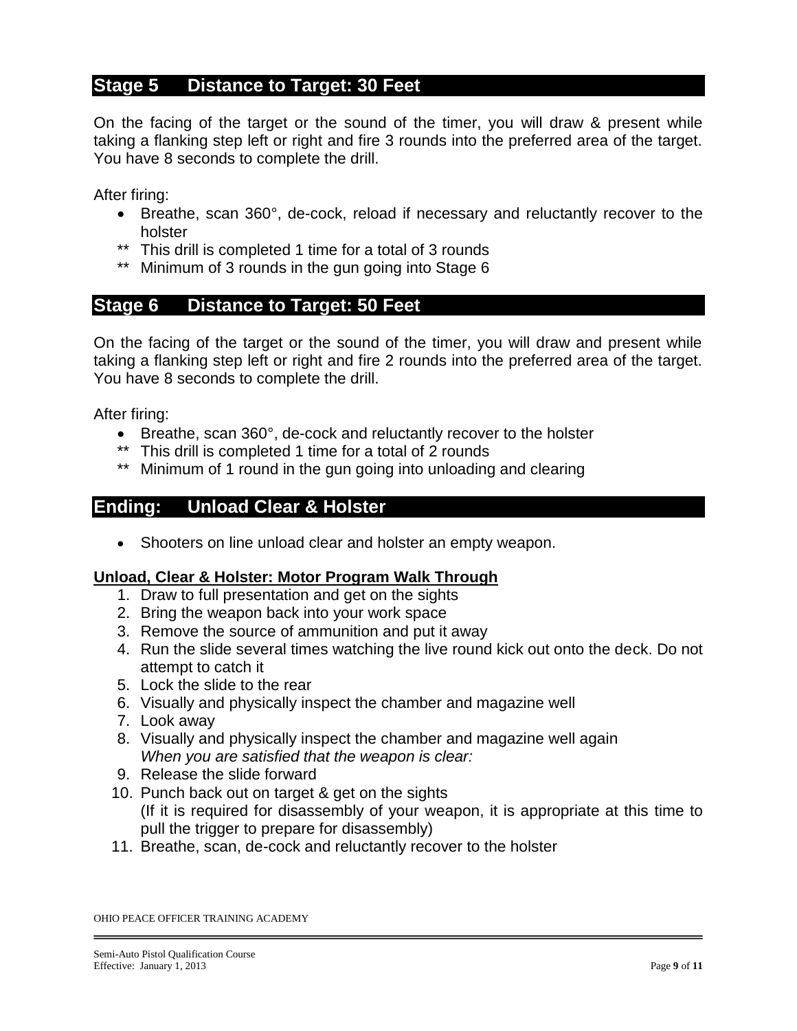## Stage 5 Distance to Target: 30 Feet

On the facing of the target or the sound of the timer, you will draw & present while taking a flanking step left or right and fire 3 rounds into the preferred area of the target. You have 8 seconds to complete the drill.

After firing:

- Breathe, scan 360°, de-cock, reload if necessary and reluctantly recover to the holster

** This drill is completed 1 time for a total of 3 rounds
** Minimum of 3 rounds in the gun going into Stage 6

## Stage 6 Distance to Target: 50 Feet

On the facing of the target or the sound of the timer, you will draw and present while taking a flanking step left or right and fire 2 rounds into the preferred area of the target. You have 8 seconds to complete the drill.

After firing:

- Breathe, scan 360°, de-cock and reluctantly recover to the holster

** This drill is completed 1 time for a total of 2 rounds
** Minimum of 1 round in the gun going into unloading and clearing

## Ending: Unload Clear & Holster

- Shooters on line unload clear and holster an empty weapon.

**Unload, Clear & Holster: Motor Program Walk Through**

1. Draw to full presentation and get on the sights
2. Bring the weapon back into your work space
3. Remove the source of ammunition and put it away
4. Run the slide several times watching the live round kick out onto the deck. Do not attempt to catch it
5. Lock the slide to the rear
6. Visually and physically inspect the chamber and magazine well
7. Look away
8. Visually and physically inspect the chamber and magazine well again
   *When you are satisfied that the weapon is clear:*
9. Release the slide forward
10. Punch back out on target & get on the sights
    (If it is required for disassembly of your weapon, it is appropriate at this time to pull the trigger to prepare for disassembly)
11. Breathe, scan, de-cock and reluctantly recover to the holster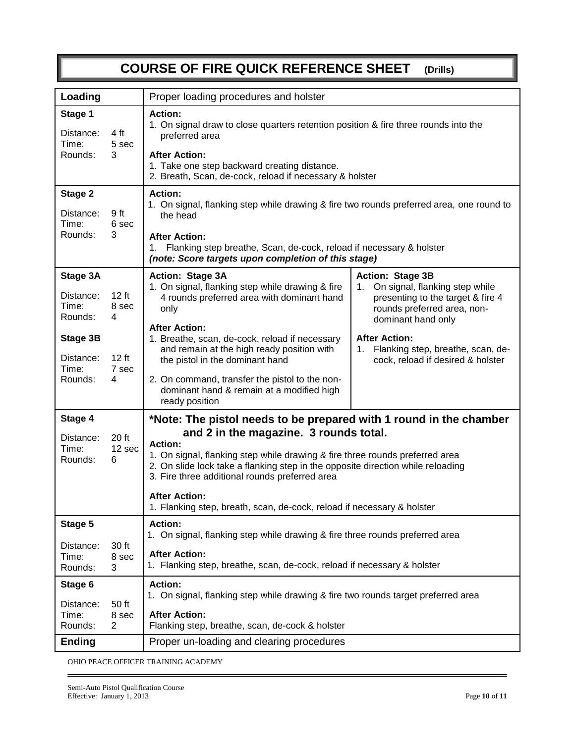# COURSE OF FIRE QUICK REFERENCE SHEET (Drills)

| **Loading** | Proper loading procedures and holster | |
|---|---|---|
| **Stage 1**<br><br>Distance: 4 ft<br>Time: 5 sec<br>Rounds: 3 | **Action:**<br>1. On signal draw to close quarters retention position & fire three rounds into the preferred area<br><br>**After Action:**<br>1. Take one step backward creating distance.<br>2. Breath, Scan, de-cock, reload if necessary & holster | |
| **Stage 2**<br><br>Distance: 9 ft<br>Time: 6 sec<br>Rounds: 3 | **Action:**<br>1. On signal, flanking step while drawing & fire two rounds preferred area, one round to the head<br><br>**After Action:**<br>1. Flanking step breathe, Scan, de-cock, reload if necessary & holster<br>***(note: Score targets upon completion of this stage)*** | |
| **Stage 3A**<br><br>Distance: 12 ft<br>Time: 8 sec<br>Rounds: 4<br><br>**Stage 3B**<br><br>Distance: 12 ft<br>Time: 7 sec<br>Rounds: 4 | **Action: Stage 3A**<br>1. On signal, flanking step while drawing & fire 4 rounds preferred area with dominant hand only<br><br>**After Action:**<br>1. Breathe, scan, de-cock, reload if necessary and remain at the high ready position with the pistol in the dominant hand<br><br>2. On command, transfer the pistol to the non-dominant hand & remain at a modified high ready position | **Action: Stage 3B**<br>1. On signal, flanking step while presenting to the target & fire 4 rounds preferred area, non-dominant hand only<br><br>**After Action:**<br>1. Flanking step, breathe, scan, de-cock, reload if desired & holster |
| **Stage 4**<br><br>Distance: 20 ft<br>Time: 12 sec<br>Rounds: 6 | ***Note: The pistol needs to be prepared with 1 round in the chamber and 2 in the magazine. 3 rounds total.**<br>**Action:**<br>1. On signal, flanking step while drawing & fire three rounds preferred area<br>2. On slide lock take a flanking step in the opposite direction while reloading<br>3. Fire three additional rounds preferred area<br><br>**After Action:**<br>1. Flanking step, breath, scan, de-cock, reload if necessary & holster | |
| **Stage 5**<br><br>Distance: 30 ft<br>Time: 8 sec<br>Rounds: 3 | **Action:**<br>1. On signal, flanking step while drawing & fire three rounds preferred area<br><br>**After Action:**<br>1. Flanking step, breathe, scan, de-cock, reload if necessary & holster | |
| **Stage 6**<br><br>Distance: 50 ft<br>Time: 8 sec<br>Rounds: 2 | **Action:**<br>1. On signal, flanking step while drawing & fire two rounds target preferred area<br><br>**After Action:**<br>Flanking step, breathe, scan, de-cock & holster | |
| **Ending** | Proper un-loading and clearing procedures | |

OHIO PEACE OFFICER TRAINING ACADEMY

Semi-Auto Pistol Qualification Course
Effective: January 1, 2013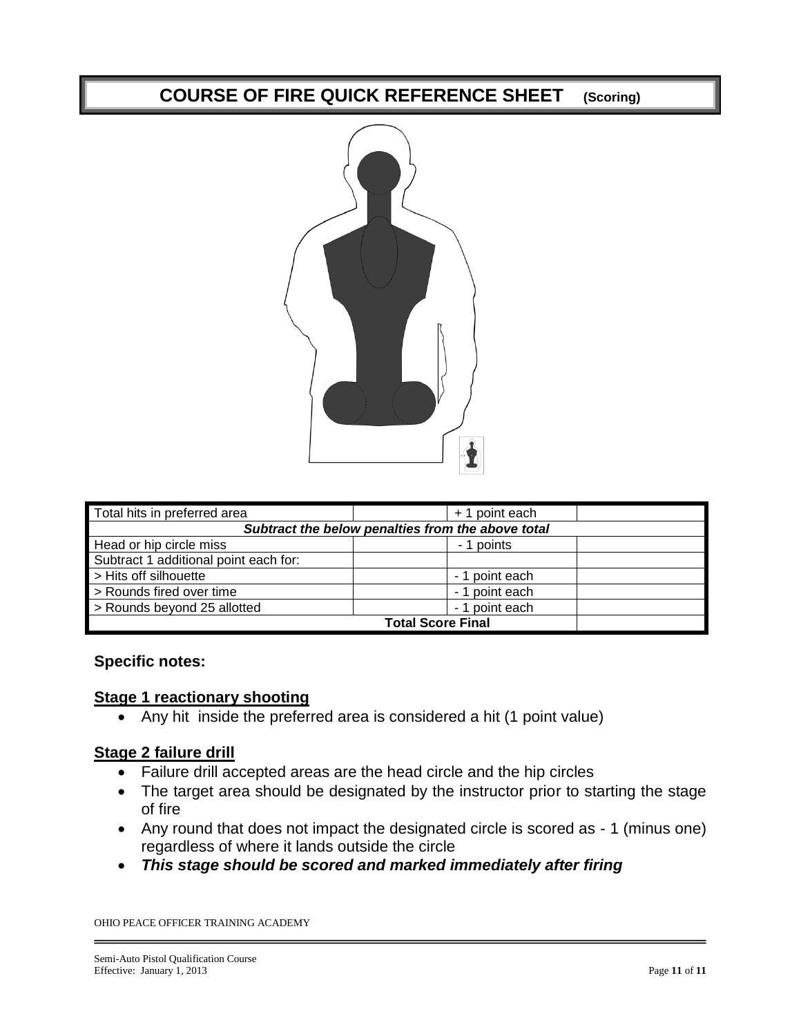# COURSE OF FIRE QUICK REFERENCE SHEET (Scoring)

| | | | |
|---|---|---|---|
| Total hits in preferred area | | + 1 point each | |
| ***Subtract the below penalties from the above total*** | | | |
| Head or hip circle miss | | - 1 points | |
| Subtract 1 additional point each for: | | | |
| > Hits off silhouette | | - 1 point each | |
| > Rounds fired over time | | - 1 point each | |
| > Rounds beyond 25 allotted | | - 1 point each | |
| **Total Score Final** | | | |

**Specific notes:**

**Stage 1 reactionary shooting**

- Any hit inside the preferred area is considered a hit (1 point value)

**Stage 2 failure drill**

- Failure drill accepted areas are the head circle and the hip circles
- The target area should be designated by the instructor prior to starting the stage of fire
- Any round that does not impact the designated circle is scored as - 1 (minus one) regardless of where it lands outside the circle
- ***This stage should be scored and marked immediately after firing***